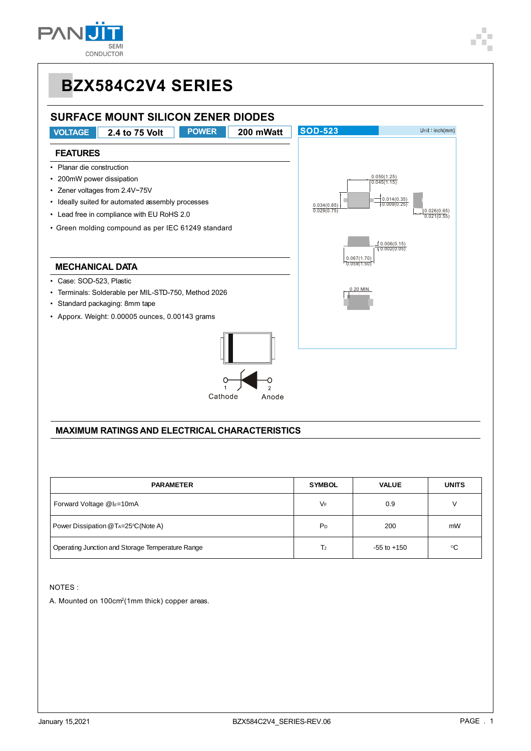# BZX584C2V4 SERIES

## SURFACE MOUNT SILICON ZENER DIODES

| VOLTAGE | 2.4 to 75 Volt | POWER | 200 mWatt |
|---|---|---|---|

SOD-523 Unit : inch(mm)

### FEATURES

- Planar die construction
- 200mW power dissipation
- Zener voltages from 2.4V~75V
- Ideally suited for automated assembly processes
- Lead free in compliance with EU RoHS 2.0
- Green molding compound as per IEC 61249 standard

### MECHANICAL DATA

- Case: SOD-523, Plastic
- Terminals: Solderable per MIL-STD-750, Method 2026
- Standard packaging: 8mm tape
- Apporx. Weight: 0.00005 ounces, 0.00143 grams

1 Cathode 2 Anode

### MAXIMUM RATINGS AND ELECTRICAL CHARACTERISTICS

| PARAMETER | SYMBOL | VALUE | UNITS |
|---|---|---|---|
| Forward Voltage @$I_F$=10mA | $V_F$ | 0.9 | V |
| Power Dissipation @$T_A$=25°C(Note A) | $P_D$ | 200 | mW |
| Operating Junction and Storage Temperature Range | $T_J$ | -55 to +150 | °C |

NOTES :

A. Mounted on 100cm²(1mm thick) copper areas.

January 15,2021 BZX584C2V4_SERIES-REV.06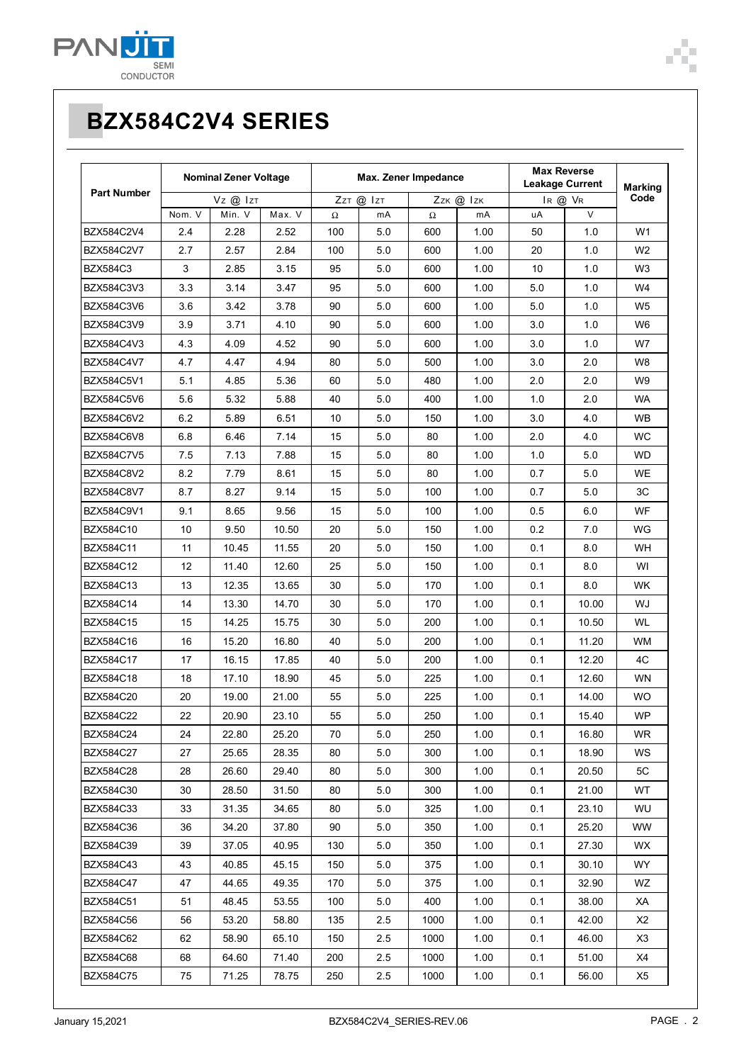# BZX584C2V4 SERIES

| Part Number | Nominal Zener Voltage | | | Max. Zener Impedance | | | | Max Reverse Leakage Current | | Marking Code |
|---|---|---|---|---|---|---|---|---|---|---|
| | $V_Z$ @ $I_{ZT}$ | | | $Z_{ZT}$ @ $I_{ZT}$ | | $Z_{ZK}$ @ $I_{ZK}$ | | $I_R$ @ $V_R$ | | |
| | Nom. V | Min. V | Max. V | Ω | mA | Ω | mA | uA | V | |
| BZX584C2V4 | 2.4 | 2.28 | 2.52 | 100 | 5.0 | 600 | 1.00 | 50 | 1.0 | W1 |
| BZX584C2V7 | 2.7 | 2.57 | 2.84 | 100 | 5.0 | 600 | 1.00 | 20 | 1.0 | W2 |
| BZX584C3 | 3 | 2.85 | 3.15 | 95 | 5.0 | 600 | 1.00 | 10 | 1.0 | W3 |
| BZX584C3V3 | 3.3 | 3.14 | 3.47 | 95 | 5.0 | 600 | 1.00 | 5.0 | 1.0 | W4 |
| BZX584C3V6 | 3.6 | 3.42 | 3.78 | 90 | 5.0 | 600 | 1.00 | 5.0 | 1.0 | W5 |
| BZX584C3V9 | 3.9 | 3.71 | 4.10 | 90 | 5.0 | 600 | 1.00 | 3.0 | 1.0 | W6 |
| BZX584C4V3 | 4.3 | 4.09 | 4.52 | 90 | 5.0 | 600 | 1.00 | 3.0 | 1.0 | W7 |
| BZX584C4V7 | 4.7 | 4.47 | 4.94 | 80 | 5.0 | 500 | 1.00 | 3.0 | 2.0 | W8 |
| BZX584C5V1 | 5.1 | 4.85 | 5.36 | 60 | 5.0 | 480 | 1.00 | 2.0 | 2.0 | W9 |
| BZX584C5V6 | 5.6 | 5.32 | 5.88 | 40 | 5.0 | 400 | 1.00 | 1.0 | 2.0 | WA |
| BZX584C6V2 | 6.2 | 5.89 | 6.51 | 10 | 5.0 | 150 | 1.00 | 3.0 | 4.0 | WB |
| BZX584C6V8 | 6.8 | 6.46 | 7.14 | 15 | 5.0 | 80 | 1.00 | 2.0 | 4.0 | WC |
| BZX584C7V5 | 7.5 | 7.13 | 7.88 | 15 | 5.0 | 80 | 1.00 | 1.0 | 5.0 | WD |
| BZX584C8V2 | 8.2 | 7.79 | 8.61 | 15 | 5.0 | 80 | 1.00 | 0.7 | 5.0 | WE |
| BZX584C8V7 | 8.7 | 8.27 | 9.14 | 15 | 5.0 | 100 | 1.00 | 0.7 | 5.0 | 3C |
| BZX584C9V1 | 9.1 | 8.65 | 9.56 | 15 | 5.0 | 100 | 1.00 | 0.5 | 6.0 | WF |
| BZX584C10 | 10 | 9.50 | 10.50 | 20 | 5.0 | 150 | 1.00 | 0.2 | 7.0 | WG |
| BZX584C11 | 11 | 10.45 | 11.55 | 20 | 5.0 | 150 | 1.00 | 0.1 | 8.0 | WH |
| BZX584C12 | 12 | 11.40 | 12.60 | 25 | 5.0 | 150 | 1.00 | 0.1 | 8.0 | WI |
| BZX584C13 | 13 | 12.35 | 13.65 | 30 | 5.0 | 170 | 1.00 | 0.1 | 8.0 | WK |
| BZX584C14 | 14 | 13.30 | 14.70 | 30 | 5.0 | 170 | 1.00 | 0.1 | 10.00 | WJ |
| BZX584C15 | 15 | 14.25 | 15.75 | 30 | 5.0 | 200 | 1.00 | 0.1 | 10.50 | WL |
| BZX584C16 | 16 | 15.20 | 16.80 | 40 | 5.0 | 200 | 1.00 | 0.1 | 11.20 | WM |
| BZX584C17 | 17 | 16.15 | 17.85 | 40 | 5.0 | 200 | 1.00 | 0.1 | 12.20 | 4C |
| BZX584C18 | 18 | 17.10 | 18.90 | 45 | 5.0 | 225 | 1.00 | 0.1 | 12.60 | WN |
| BZX584C20 | 20 | 19.00 | 21.00 | 55 | 5.0 | 225 | 1.00 | 0.1 | 14.00 | WO |
| BZX584C22 | 22 | 20.90 | 23.10 | 55 | 5.0 | 250 | 1.00 | 0.1 | 15.40 | WP |
| BZX584C24 | 24 | 22.80 | 25.20 | 70 | 5.0 | 250 | 1.00 | 0.1 | 16.80 | WR |
| BZX584C27 | 27 | 25.65 | 28.35 | 80 | 5.0 | 300 | 1.00 | 0.1 | 18.90 | WS |
| BZX584C28 | 28 | 26.60 | 29.40 | 80 | 5.0 | 300 | 1.00 | 0.1 | 20.50 | 5C |
| BZX584C30 | 30 | 28.50 | 31.50 | 80 | 5.0 | 300 | 1.00 | 0.1 | 21.00 | WT |
| BZX584C33 | 33 | 31.35 | 34.65 | 80 | 5.0 | 325 | 1.00 | 0.1 | 23.10 | WU |
| BZX584C36 | 36 | 34.20 | 37.80 | 90 | 5.0 | 350 | 1.00 | 0.1 | 25.20 | WW |
| BZX584C39 | 39 | 37.05 | 40.95 | 130 | 5.0 | 350 | 1.00 | 0.1 | 27.30 | WX |
| BZX584C43 | 43 | 40.85 | 45.15 | 150 | 5.0 | 375 | 1.00 | 0.1 | 30.10 | WY |
| BZX584C47 | 47 | 44.65 | 49.35 | 170 | 5.0 | 375 | 1.00 | 0.1 | 32.90 | WZ |
| BZX584C51 | 51 | 48.45 | 53.55 | 100 | 5.0 | 400 | 1.00 | 0.1 | 38.00 | XA |
| BZX584C56 | 56 | 53.20 | 58.80 | 135 | 2.5 | 1000 | 1.00 | 0.1 | 42.00 | X2 |
| BZX584C62 | 62 | 58.90 | 65.10 | 150 | 2.5 | 1000 | 1.00 | 0.1 | 46.00 | X3 |
| BZX584C68 | 68 | 64.60 | 71.40 | 200 | 2.5 | 1000 | 1.00 | 0.1 | 51.00 | X4 |
| BZX584C75 | 75 | 71.25 | 78.75 | 250 | 2.5 | 1000 | 1.00 | 0.1 | 56.00 | X5 |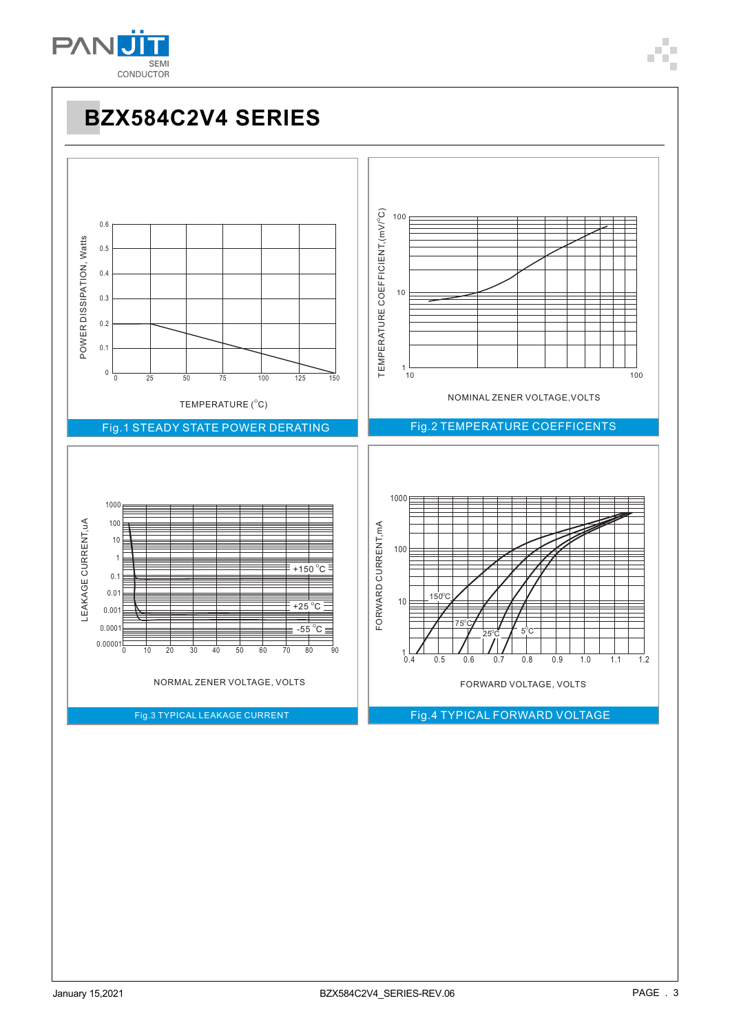# BZX584C2V4 SERIES

Fig.1 STEADY STATE POWER DERATING

Fig.2 TEMPERATURE COEFFICENTS

Fig.3 TYPICAL LEAKAGE CURRENT

Fig.4 TYPICAL FORWARD VOLTAGE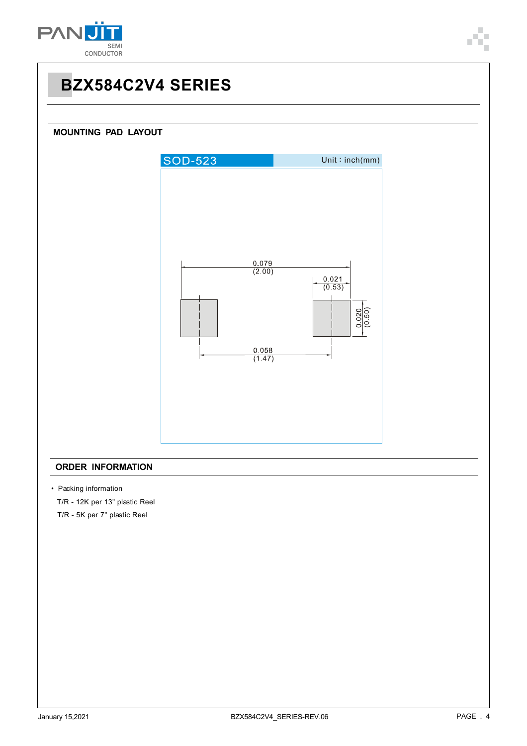# BZX584C2V4 SERIES

## MOUNTING PAD LAYOUT

SOD-523 Unit：inch(mm)

0.079 (2.00)

0.021 (0.53)

0.020 (0.50)

0.058 (1.47)

## ORDER INFORMATION

- Packing information

  T/R - 12K per 13" plastic Reel

  T/R - 5K per 7" plastic Reel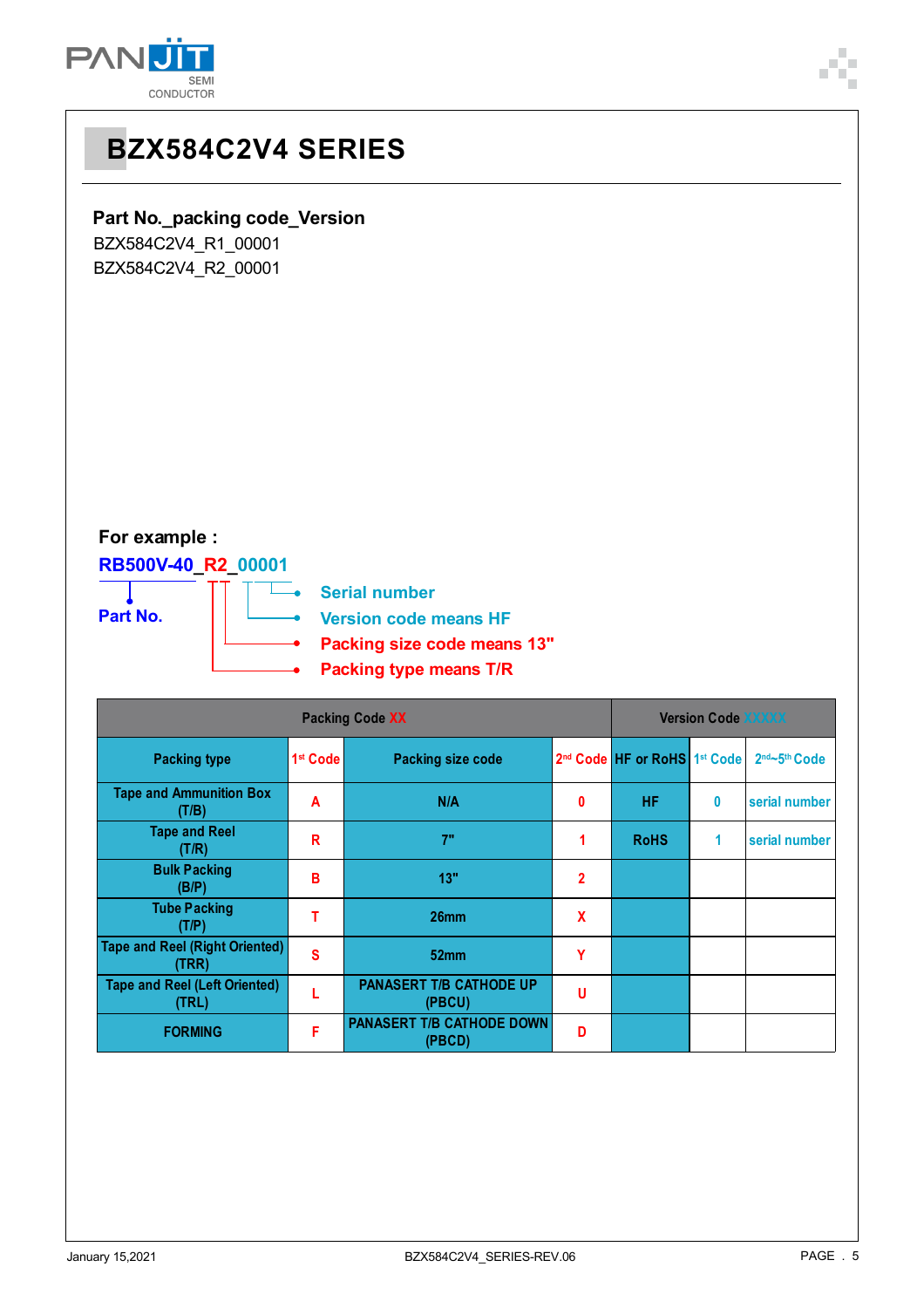# BZX584C2V4 SERIES

**Part No._packing code_Version**

BZX584C2V4_R1_00001
BZX584C2V4_R2_00001

**For example :**

**RB500V-40_R2_00001**

- Part No.
- Serial number
- Version code means HF
- Packing size code means 13"
- Packing type means T/R

| Packing Code XX | | | | Version Code XXXXX | | |
|---|---|---|---|---|---|---|
| Packing type | 1st Code | Packing size code | 2nd Code | HF or RoHS | 1st Code | 2nd~5th Code |
| Tape and Ammunition Box (T/B) | A | N/A | 0 | HF | 0 | serial number |
| Tape and Reel (T/R) | R | 7" | 1 | RoHS | 1 | serial number |
| Bulk Packing (B/P) | B | 13" | 2 | | | |
| Tube Packing (T/P) | T | 26mm | X | | | |
| Tape and Reel (Right Oriented) (TRR) | S | 52mm | Y | | | |
| Tape and Reel (Left Oriented) (TRL) | L | PANASERT T/B CATHODE UP (PBCU) | U | | | |
| FORMING | F | PANASERT T/B CATHODE DOWN (PBCD) | D | | | |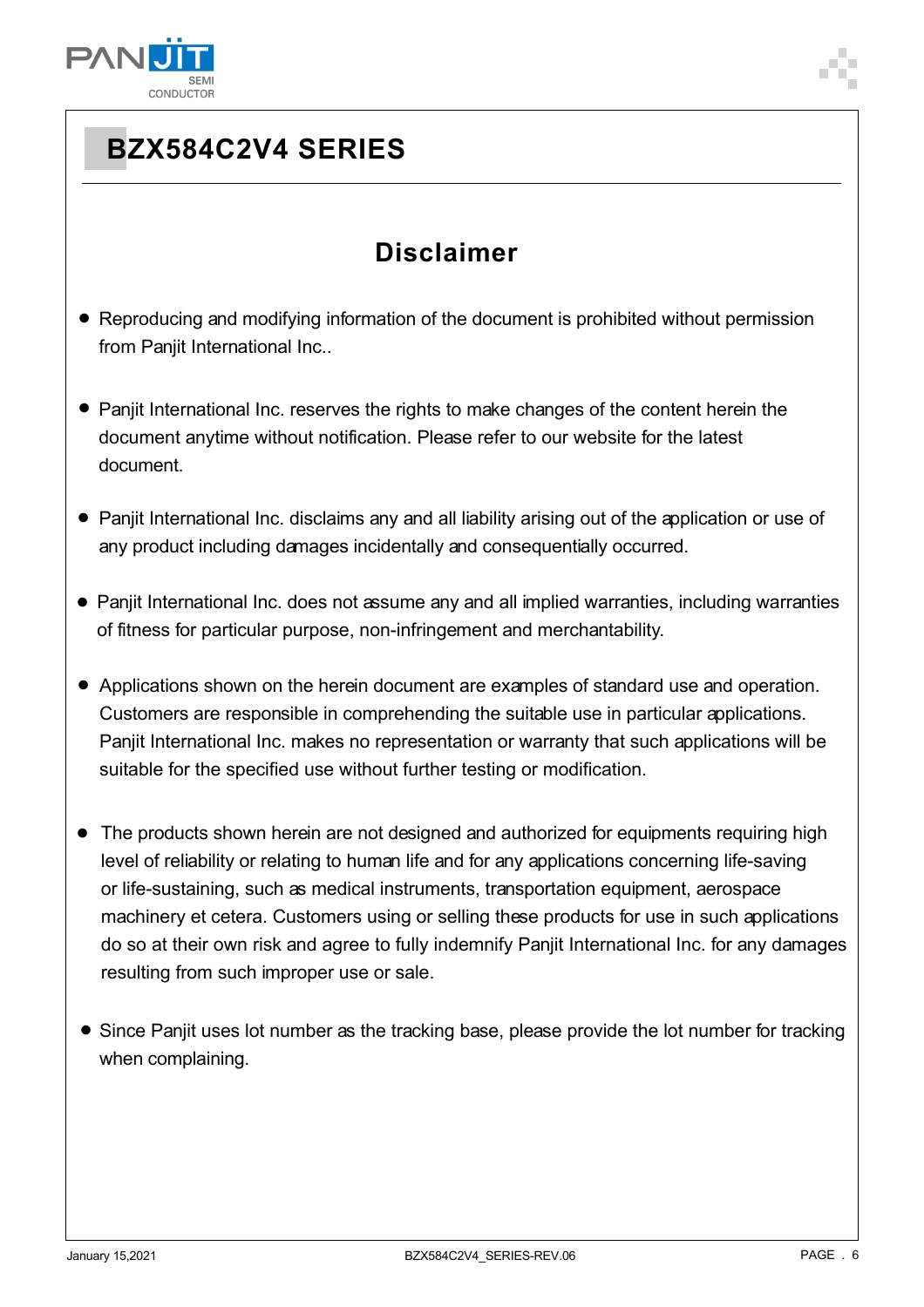# BZX584C2V4 SERIES

## Disclaimer

- Reproducing and modifying information of the document is prohibited without permission from Panjit International Inc..
- Panjit International Inc. reserves the rights to make changes of the content herein the document anytime without notification. Please refer to our website for the latest document.
- Panjit International Inc. disclaims any and all liability arising out of the application or use of any product including damages incidentally and consequentially occurred.
- Panjit International Inc. does not assume any and all implied warranties, including warranties of fitness for particular purpose, non-infringement and merchantability.
- Applications shown on the herein document are examples of standard use and operation. Customers are responsible in comprehending the suitable use in particular applications. Panjit International Inc. makes no representation or warranty that such applications will be suitable for the specified use without further testing or modification.
- The products shown herein are not designed and authorized for equipments requiring high level of reliability or relating to human life and for any applications concerning life-saving or life-sustaining, such as medical instruments, transportation equipment, aerospace machinery et cetera. Customers using or selling these products for use in such applications do so at their own risk and agree to fully indemnify Panjit International Inc. for any damages resulting from such improper use or sale.
- Since Panjit uses lot number as the tracking base, please provide the lot number for tracking when complaining.